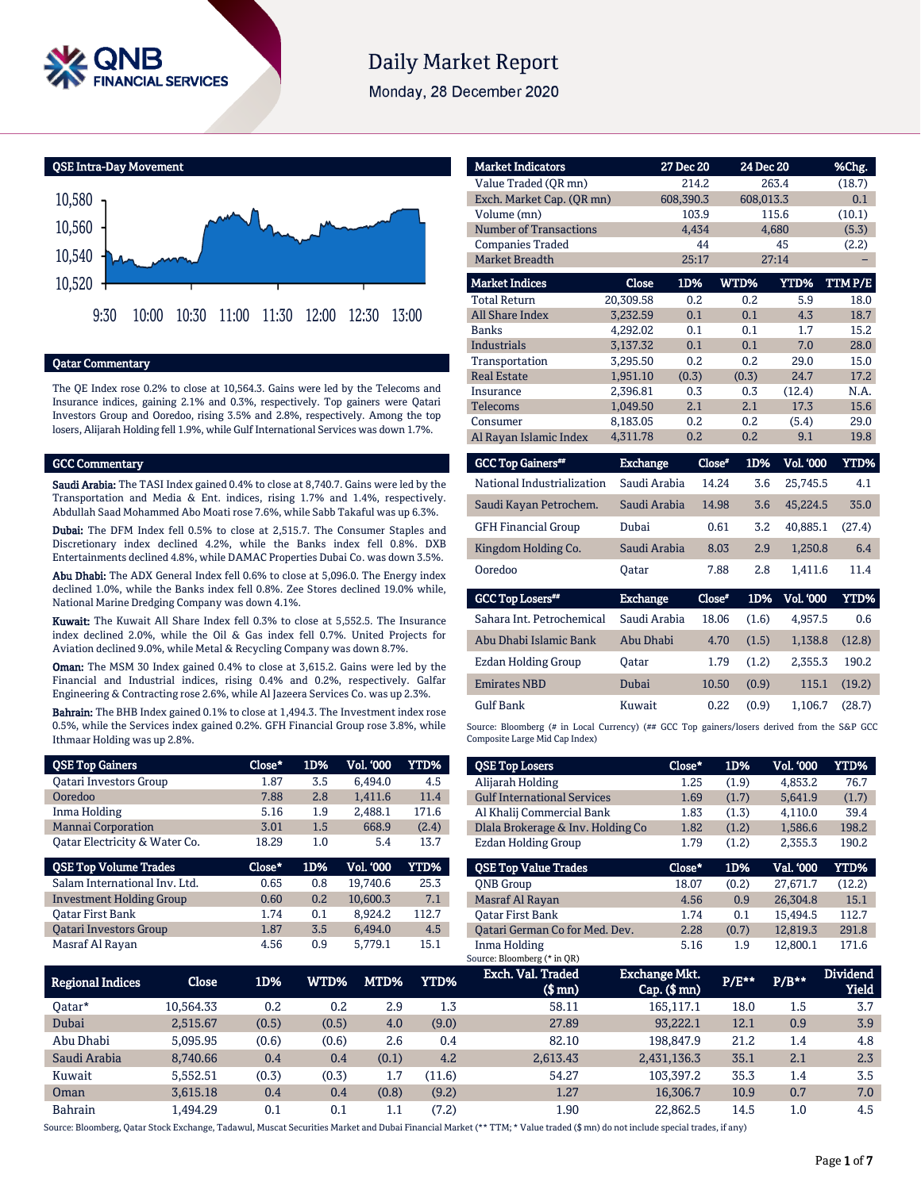# Daily Market Report

Monday, 28 December 2020

## QSE Intra-Day Movement

10,580
10,560
10,540
10,520

9:30 10:00 10:30 11:00 11:30 12:00 12:30 13:00

## Qatar Commentary

The QE Index rose 0.2% to close at 10,564.3. Gains were led by the Telecoms and Insurance indices, gaining 2.1% and 0.3%, respectively. Top gainers were Qatari Investors Group and Ooredoo, rising 3.5% and 2.8%, respectively. Among the top losers, Alijarah Holding fell 1.9%, while Gulf International Services was down 1.7%.

## GCC Commentary

**Saudi Arabia:** The TASI Index gained 0.4% to close at 8,740.7. Gains were led by the Transportation and Media & Ent. indices, rising 1.7% and 1.4%, respectively. Abdullah Saad Mohammed Abo Moati rose 7.6%, while Sabb Takaful was up 6.3%.

**Dubai:** The DFM Index fell 0.5% to close at 2,515.7. The Consumer Staples and Discretionary index declined 4.2%, while the Banks index fell 0.8%. DXB Entertainments declined 4.8%, while DAMAC Properties Dubai Co. was down 3.5%.

**Abu Dhabi:** The ADX General Index fell 0.6% to close at 5,096.0. The Energy index declined 1.0%, while the Banks index fell 0.8%. Zee Stores declined 19.0% while, National Marine Dredging Company was down 4.1%.

**Kuwait:** The Kuwait All Share Index fell 0.3% to close at 5,552.5. The Insurance index declined 2.0%, while the Oil & Gas index fell 0.7%. United Projects for Aviation declined 9.0%, while Metal & Recycling Company was down 8.7%.

**Oman:** The MSM 30 Index gained 0.4% to close at 3,615.2. Gains were led by the Financial and Industrial indices, rising 0.4% and 0.2%, respectively. Galfar Engineering & Contracting rose 2.6%, while Al Jazeera Services Co. was up 2.3%.

**Bahrain:** The BHB Index gained 0.1% to close at 1,494.3. The Investment index rose 0.5%, while the Services index gained 0.2%. GFH Financial Group rose 3.8%, while Ithmaar Holding was up 2.8%.

| Market Indicators | 27 Dec 20 | 24 Dec 20 | %Chg. |
|---|---|---|---|
| Value Traded (QR mn) | 214.2 | 263.4 | (18.7) |
| Exch. Market Cap. (QR mn) | 608,390.3 | 608,013.3 | 0.1 |
| Volume (mn) | 103.9 | 115.6 | (10.1) |
| Number of Transactions | 4,434 | 4,680 | (5.3) |
| Companies Traded | 44 | 45 | (2.2) |
| Market Breadth | 25:17 | 27:14 | – |

| Market Indices | Close | 1D% | WTD% | YTD% | TTM P/E |
|---|---|---|---|---|---|
| Total Return | 20,309.58 | 0.2 | 0.2 | 5.9 | 18.0 |
| All Share Index | 3,232.59 | 0.1 | 0.1 | 4.3 | 18.7 |
| Banks | 4,292.02 | 0.1 | 0.1 | 1.7 | 15.2 |
| Industrials | 3,137.32 | 0.1 | 0.1 | 7.0 | 28.0 |
| Transportation | 3,295.50 | 0.2 | 0.2 | 29.0 | 15.0 |
| Real Estate | 1,951.10 | (0.3) | (0.3) | 24.7 | 17.2 |
| Insurance | 2,396.81 | 0.3 | 0.3 | (12.4) | N.A. |
| Telecoms | 1,049.50 | 2.1 | 2.1 | 17.3 | 15.6 |
| Consumer | 8,183.05 | 0.2 | 0.2 | (5.4) | 29.0 |
| Al Rayan Islamic Index | 4,311.78 | 0.2 | 0.2 | 9.1 | 19.8 |

| GCC Top Gainers## | Exchange | Close# | 1D% | Vol. '000 | YTD% |
|---|---|---|---|---|---|
| National Industrialization | Saudi Arabia | 14.24 | 3.6 | 25,745.5 | 4.1 |
| Saudi Kayan Petrochem. | Saudi Arabia | 14.98 | 3.6 | 45,224.5 | 35.0 |
| GFH Financial Group | Dubai | 0.61 | 3.2 | 40,885.1 | (27.4) |
| Kingdom Holding Co. | Saudi Arabia | 8.03 | 2.9 | 1,250.8 | 6.4 |
| Ooredoo | Qatar | 7.88 | 2.8 | 1,411.6 | 11.4 |

| GCC Top Losers## | Exchange | Close# | 1D% | Vol. '000 | YTD% |
|---|---|---|---|---|---|
| Sahara Int. Petrochemical | Saudi Arabia | 18.06 | (1.6) | 4,957.5 | 0.6 |
| Abu Dhabi Islamic Bank | Abu Dhabi | 4.70 | (1.5) | 1,138.8 | (12.8) |
| Ezdan Holding Group | Qatar | 1.79 | (1.2) | 2,355.3 | 190.2 |
| Emirates NBD | Dubai | 10.50 | (0.9) | 115.1 | (19.2) |
| Gulf Bank | Kuwait | 0.22 | (0.9) | 1,106.7 | (28.7) |

Source: Bloomberg (# in Local Currency) (## GCC Top gainers/losers derived from the S&P GCC Composite Large Mid Cap Index)

| QSE Top Gainers | Close* | 1D% | Vol. '000 | YTD% |
|---|---|---|---|---|
| Qatari Investors Group | 1.87 | 3.5 | 6,494.0 | 4.5 |
| Ooredoo | 7.88 | 2.8 | 1,411.6 | 11.4 |
| Inma Holding | 5.16 | 1.9 | 2,488.1 | 171.6 |
| Mannai Corporation | 3.01 | 1.5 | 668.9 | (2.4) |
| Qatar Electricity & Water Co. | 18.29 | 1.0 | 5.4 | 13.7 |

| QSE Top Volume Trades | Close* | 1D% | Vol. '000 | YTD% |
|---|---|---|---|---|
| Salam International Inv. Ltd. | 0.65 | 0.8 | 19,740.6 | 25.3 |
| Investment Holding Group | 0.60 | 0.2 | 10,600.3 | 7.1 |
| Qatar First Bank | 1.74 | 0.1 | 8,924.2 | 112.7 |
| Qatari Investors Group | 1.87 | 3.5 | 6,494.0 | 4.5 |
| Masraf Al Rayan | 4.56 | 0.9 | 5,779.1 | 15.1 |

| QSE Top Losers | Close* | 1D% | Vol. '000 | YTD% |
|---|---|---|---|---|
| Alijarah Holding | 1.25 | (1.9) | 4,853.2 | 76.7 |
| Gulf International Services | 1.69 | (1.7) | 5,641.9 | (1.7) |
| Al Khalij Commercial Bank | 1.83 | (1.3) | 4,110.0 | 39.4 |
| Dlala Brokerage & Inv. Holding Co | 1.82 | (1.2) | 1,586.6 | 198.2 |
| Ezdan Holding Group | 1.79 | (1.2) | 2,355.3 | 190.2 |

| QSE Top Value Trades | Close* | 1D% | Val. '000 | YTD% |
|---|---|---|---|---|
| QNB Group | 18.07 | (0.2) | 27,671.7 | (12.2) |
| Masraf Al Rayan | 4.56 | 0.9 | 26,304.8 | 15.1 |
| Qatar First Bank | 1.74 | 0.1 | 15,494.5 | 112.7 |
| Qatari German Co for Med. Dev. | 2.28 | (0.7) | 12,819.3 | 291.8 |
| Inma Holding | 5.16 | 1.9 | 12,800.1 | 171.6 |

Source: Bloomberg (* in QR)

| Regional Indices | Close | 1D% | WTD% | MTD% | YTD% | Exch. Val. Traded ($ mn) | Exchange Mkt. Cap. ($ mn) | P/E** | P/B** | Dividend Yield |
|---|---|---|---|---|---|---|---|---|---|---|
| Qatar* | 10,564.33 | 0.2 | 0.2 | 2.9 | 1.3 | 58.11 | 165,117.1 | 18.0 | 1.5 | 3.7 |
| Dubai | 2,515.67 | (0.5) | (0.5) | 4.0 | (9.0) | 27.89 | 93,222.1 | 12.1 | 0.9 | 3.9 |
| Abu Dhabi | 5,095.95 | (0.6) | (0.6) | 2.6 | 0.4 | 82.10 | 198,847.9 | 21.2 | 1.4 | 4.8 |
| Saudi Arabia | 8,740.66 | 0.4 | 0.4 | (0.1) | 4.2 | 2,613.43 | 2,431,136.3 | 35.1 | 2.1 | 2.3 |
| Kuwait | 5,552.51 | (0.3) | (0.3) | 1.7 | (11.6) | 54.27 | 103,397.2 | 35.3 | 1.4 | 3.5 |
| Oman | 3,615.18 | 0.4 | 0.4 | (0.8) | (9.2) | 1.27 | 16,306.7 | 10.9 | 0.7 | 7.0 |
| Bahrain | 1,494.29 | 0.1 | 0.1 | 1.1 | (7.2) | 1.90 | 22,862.5 | 14.5 | 1.0 | 4.5 |

Source: Bloomberg, Qatar Stock Exchange, Tadawul, Muscat Securities Market and Dubai Financial Market (** TTM; * Value traded ($ mn) do not include special trades, if any)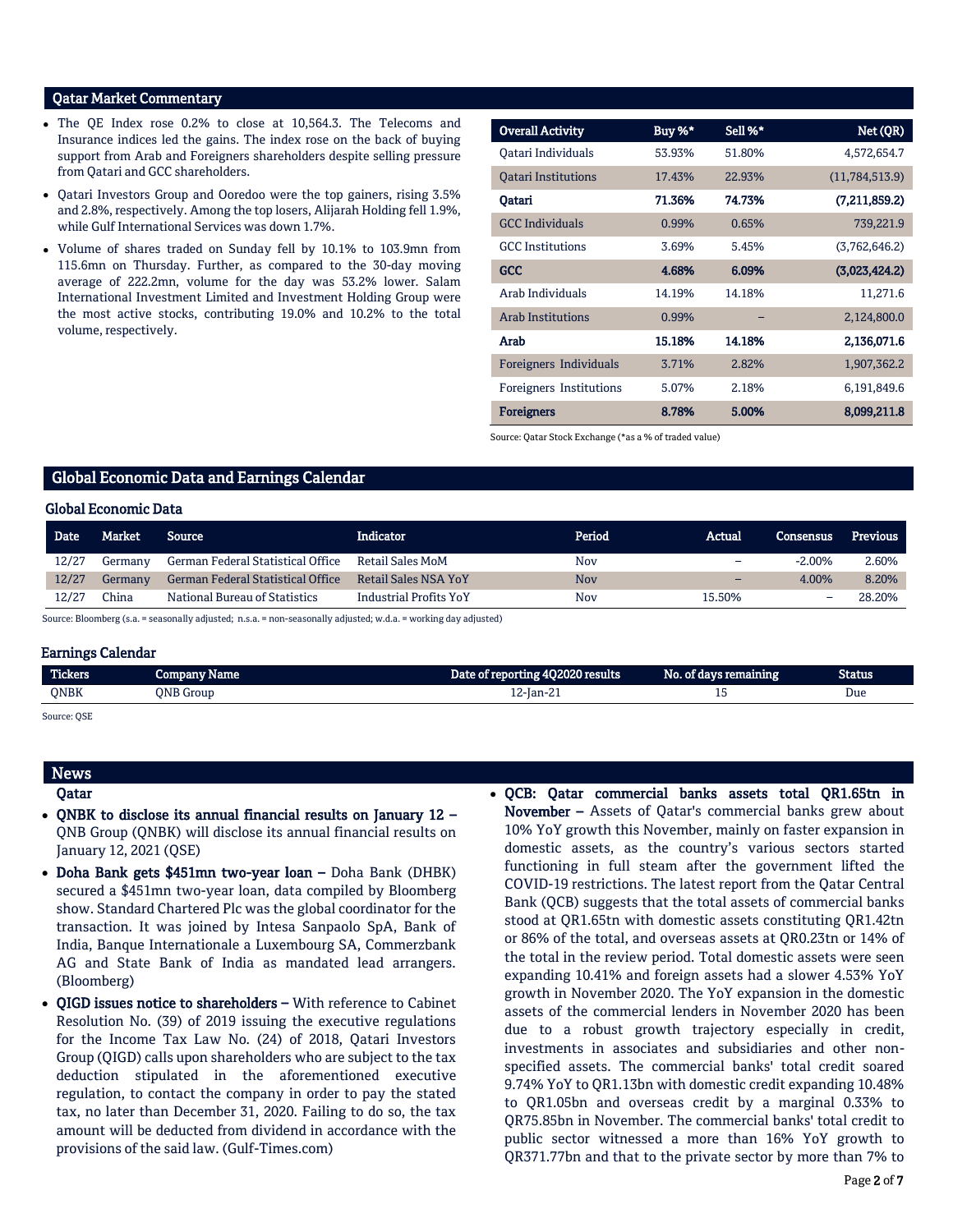## Qatar Market Commentary

- The QE Index rose 0.2% to close at 10,564.3. The Telecoms and Insurance indices led the gains. The index rose on the back of buying support from Arab and Foreigners shareholders despite selling pressure from Qatari and GCC shareholders.
- Qatari Investors Group and Ooredoo were the top gainers, rising 3.5% and 2.8%, respectively. Among the top losers, Alijarah Holding fell 1.9%, while Gulf International Services was down 1.7%.
- Volume of shares traded on Sunday fell by 10.1% to 103.9mn from 115.6mn on Thursday. Further, as compared to the 30-day moving average of 222.2mn, volume for the day was 53.2% lower. Salam International Investment Limited and Investment Holding Group were the most active stocks, contributing 19.0% and 10.2% to the total volume, respectively.

| Overall Activity | Buy %* | Sell %* | Net (QR) |
|---|---|---|---|
| Qatari Individuals | 53.93% | 51.80% | 4,572,654.7 |
| Qatari Institutions | 17.43% | 22.93% | (11,784,513.9) |
| **Qatari** | **71.36%** | **74.73%** | **(7,211,859.2)** |
| GCC Individuals | 0.99% | 0.65% | 739,221.9 |
| GCC Institutions | 3.69% | 5.45% | (3,762,646.2) |
| **GCC** | **4.68%** | **6.09%** | **(3,023,424.2)** |
| Arab Individuals | 14.19% | 14.18% | 11,271.6 |
| Arab Institutions | 0.99% | – | 2,124,800.0 |
| **Arab** | **15.18%** | **14.18%** | **2,136,071.6** |
| Foreigners Individuals | 3.71% | 2.82% | 1,907,362.2 |
| Foreigners Institutions | 5.07% | 2.18% | 6,191,849.6 |
| **Foreigners** | **8.78%** | **5.00%** | **8,099,211.8** |

Source: Qatar Stock Exchange (*as a % of traded value)

## Global Economic Data and Earnings Calendar

### Global Economic Data

| Date | Market | Source | Indicator | Period | Actual | Consensus | Previous |
|---|---|---|---|---|---|---|---|
| 12/27 | Germany | German Federal Statistical Office | Retail Sales MoM | Nov | – | -2.00% | 2.60% |
| 12/27 | Germany | German Federal Statistical Office | Retail Sales NSA YoY | Nov | – | 4.00% | 8.20% |
| 12/27 | China | National Bureau of Statistics | Industrial Profits YoY | Nov | 15.50% | – | 28.20% |

Source: Bloomberg (s.a. = seasonally adjusted; n.s.a. = non-seasonally adjusted; w.d.a. = working day adjusted)

### Earnings Calendar

| Tickers | Company Name | Date of reporting 4Q2020 results | No. of days remaining | Status |
|---|---|---|---|---|
| QNBK | QNB Group | 12-Jan-21 | 15 | Due |

Source: QSE

## News

### Qatar

- **QNBK to disclose its annual financial results on January 12 –** QNB Group (QNBK) will disclose its annual financial results on January 12, 2021 (QSE)
- **Doha Bank gets $451mn two-year loan –** Doha Bank (DHBK) secured a $451mn two-year loan, data compiled by Bloomberg show. Standard Chartered Plc was the global coordinator for the transaction. It was joined by Intesa Sanpaolo SpA, Bank of India, Banque Internationale a Luxembourg SA, Commerzbank AG and State Bank of India as mandated lead arrangers. (Bloomberg)
- **QIGD issues notice to shareholders –** With reference to Cabinet Resolution No. (39) of 2019 issuing the executive regulations for the Income Tax Law No. (24) of 2018, Qatari Investors Group (QIGD) calls upon shareholders who are subject to the tax deduction stipulated in the aforementioned executive regulation, to contact the company in order to pay the stated tax, no later than December 31, 2020. Failing to do so, the tax amount will be deducted from dividend in accordance with the provisions of the said law. (Gulf-Times.com)
- **QCB: Qatar commercial banks assets total QR1.65tn in November –** Assets of Qatar's commercial banks grew about 10% YoY growth this November, mainly on faster expansion in domestic assets, as the country's various sectors started functioning in full steam after the government lifted the COVID-19 restrictions. The latest report from the Qatar Central Bank (QCB) suggests that the total assets of commercial banks stood at QR1.65tn with domestic assets constituting QR1.42tn or 86% of the total, and overseas assets at QR0.23tn or 14% of the total in the review period. Total domestic assets were seen expanding 10.41% and foreign assets had a slower 4.53% YoY growth in November 2020. The YoY expansion in the domestic assets of the commercial lenders in November 2020 has been due to a robust growth trajectory especially in credit, investments in associates and subsidiaries and other non-specified assets. The commercial banks' total credit soared 9.74% YoY to QR1.13tn with domestic credit expanding 10.48% to QR1.05bn and overseas credit by a marginal 0.33% to QR75.85bn in November. The commercial banks' total credit to public sector witnessed a more than 16% YoY growth to QR371.77bn and that to the private sector by more than 7% to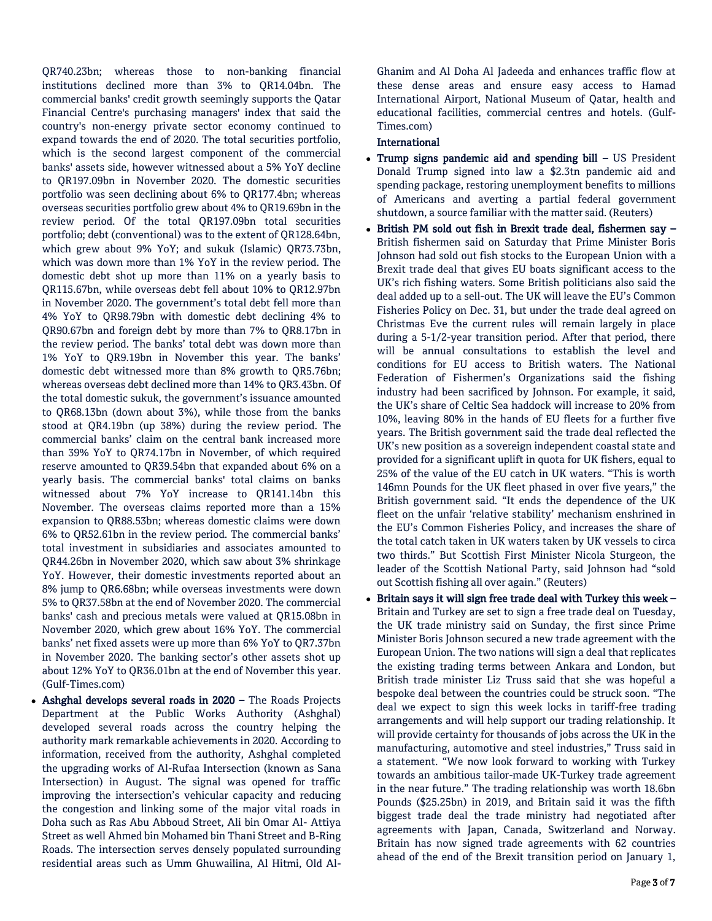QR740.23bn; whereas those to non-banking financial institutions declined more than 3% to QR14.04bn. The commercial banks' credit growth seemingly supports the Qatar Financial Centre's purchasing managers' index that said the country's non-energy private sector economy continued to expand towards the end of 2020. The total securities portfolio, which is the second largest component of the commercial banks' assets side, however witnessed about a 5% YoY decline to QR197.09bn in November 2020. The domestic securities portfolio was seen declining about 6% to QR177.4bn; whereas overseas securities portfolio grew about 4% to QR19.69bn in the review period. Of the total QR197.09bn total securities portfolio; debt (conventional) was to the extent of QR128.64bn, which grew about 9% YoY; and sukuk (Islamic) QR73.73bn, which was down more than 1% YoY in the review period. The domestic debt shot up more than 11% on a yearly basis to QR115.67bn, while overseas debt fell about 10% to QR12.97bn in November 2020. The government's total debt fell more than 4% YoY to QR98.79bn with domestic debt declining 4% to QR90.67bn and foreign debt by more than 7% to QR8.17bn in the review period. The banks' total debt was down more than 1% YoY to QR9.19bn in November this year. The banks' domestic debt witnessed more than 8% growth to QR5.76bn; whereas overseas debt declined more than 14% to QR3.43bn. Of the total domestic sukuk, the government's issuance amounted to QR68.13bn (down about 3%), while those from the banks stood at QR4.19bn (up 38%) during the review period. The commercial banks' claim on the central bank increased more than 39% YoY to QR74.17bn in November, of which required reserve amounted to QR39.54bn that expanded about 6% on a yearly basis. The commercial banks' total claims on banks witnessed about 7% YoY increase to QR141.14bn this November. The overseas claims reported more than a 15% expansion to QR88.53bn; whereas domestic claims were down 6% to QR52.61bn in the review period. The commercial banks' total investment in subsidiaries and associates amounted to QR44.26bn in November 2020, which saw about 3% shrinkage YoY. However, their domestic investments reported about an 8% jump to QR6.68bn; while overseas investments were down 5% to QR37.58bn at the end of November 2020. The commercial banks' cash and precious metals were valued at QR15.08bn in November 2020, which grew about 16% YoY. The commercial banks' net fixed assets were up more than 6% YoY to QR7.37bn in November 2020. The banking sector's other assets shot up about 12% YoY to QR36.01bn at the end of November this year. (Gulf-Times.com)

- **Ashghal develops several roads in 2020 –** The Roads Projects Department at the Public Works Authority (Ashghal) developed several roads across the country helping the authority mark remarkable achievements in 2020. According to information, received from the authority, Ashghal completed the upgrading works of Al-Rufaa Intersection (known as Sana Intersection) in August. The signal was opened for traffic improving the intersection's vehicular capacity and reducing the congestion and linking some of the major vital roads in Doha such as Ras Abu Abboud Street, Ali bin Omar Al- Attiya Street as well Ahmed bin Mohamed bin Thani Street and B-Ring Roads. The intersection serves densely populated surrounding residential areas such as Umm Ghuwailina, Al Hitmi, Old Al-Ghanim and Al Doha Al Jadeeda and enhances traffic flow at these dense areas and ensure easy access to Hamad International Airport, National Museum of Qatar, health and educational facilities, commercial centres and hotels. (Gulf-Times.com)

## International

- **Trump signs pandemic aid and spending bill –** US President Donald Trump signed into law a $2.3tn pandemic aid and spending package, restoring unemployment benefits to millions of Americans and averting a partial federal government shutdown, a source familiar with the matter said. (Reuters)
- **British PM sold out fish in Brexit trade deal, fishermen say –** British fishermen said on Saturday that Prime Minister Boris Johnson had sold out fish stocks to the European Union with a Brexit trade deal that gives EU boats significant access to the UK's rich fishing waters. Some British politicians also said the deal added up to a sell-out. The UK will leave the EU's Common Fisheries Policy on Dec. 31, but under the trade deal agreed on Christmas Eve the current rules will remain largely in place during a 5-1/2-year transition period. After that period, there will be annual consultations to establish the level and conditions for EU access to British waters. The National Federation of Fishermen's Organizations said the fishing industry had been sacrificed by Johnson. For example, it said, the UK's share of Celtic Sea haddock will increase to 20% from 10%, leaving 80% in the hands of EU fleets for a further five years. The British government said the trade deal reflected the UK's new position as a sovereign independent coastal state and provided for a significant uplift in quota for UK fishers, equal to 25% of the value of the EU catch in UK waters. "This is worth 146mn Pounds for the UK fleet phased in over five years," the British government said. "It ends the dependence of the UK fleet on the unfair 'relative stability' mechanism enshrined in the EU's Common Fisheries Policy, and increases the share of the total catch taken in UK waters taken by UK vessels to circa two thirds." But Scottish First Minister Nicola Sturgeon, the leader of the Scottish National Party, said Johnson had "sold out Scottish fishing all over again." (Reuters)
- **Britain says it will sign free trade deal with Turkey this week –** Britain and Turkey are set to sign a free trade deal on Tuesday, the UK trade ministry said on Sunday, the first since Prime Minister Boris Johnson secured a new trade agreement with the European Union. The two nations will sign a deal that replicates the existing trading terms between Ankara and London, but British trade minister Liz Truss said that she was hopeful a bespoke deal between the countries could be struck soon. "The deal we expect to sign this week locks in tariff-free trading arrangements and will help support our trading relationship. It will provide certainty for thousands of jobs across the UK in the manufacturing, automotive and steel industries," Truss said in a statement. "We now look forward to working with Turkey towards an ambitious tailor-made UK-Turkey trade agreement in the near future." The trading relationship was worth 18.6bn Pounds ($25.25bn) in 2019, and Britain said it was the fifth biggest trade deal the trade ministry had negotiated after agreements with Japan, Canada, Switzerland and Norway. Britain has now signed trade agreements with 62 countries ahead of the end of the Brexit transition period on January 1,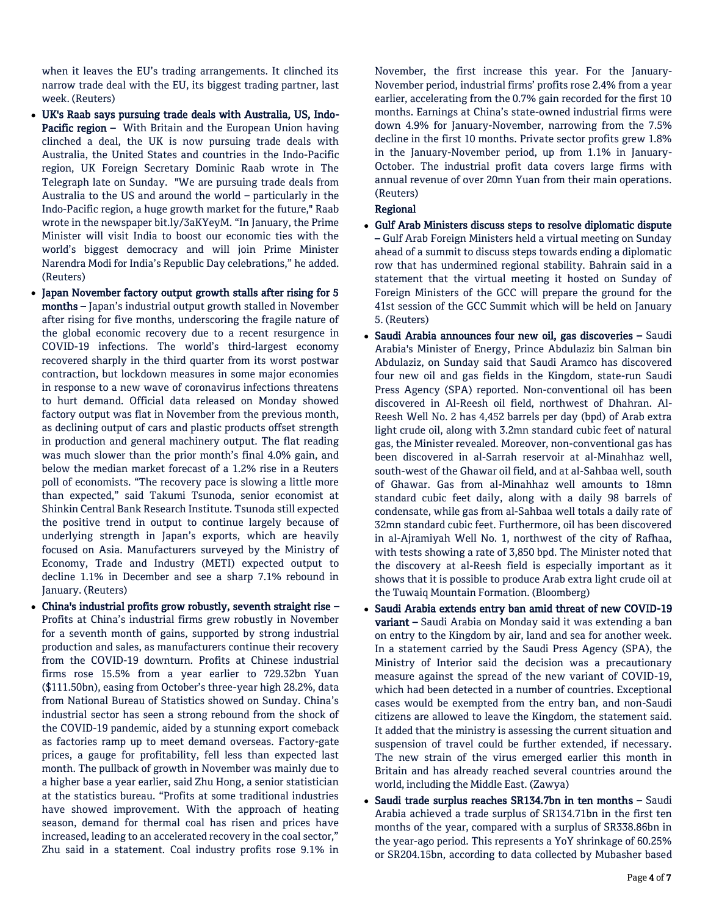when it leaves the EU's trading arrangements. It clinched its narrow trade deal with the EU, its biggest trading partner, last week. (Reuters)

- **UK's Raab says pursuing trade deals with Australia, US, Indo-Pacific region –** With Britain and the European Union having clinched a deal, the UK is now pursuing trade deals with Australia, the United States and countries in the Indo-Pacific region, UK Foreign Secretary Dominic Raab wrote in The Telegraph late on Sunday. "We are pursuing trade deals from Australia to the US and around the world – particularly in the Indo-Pacific region, a huge growth market for the future," Raab wrote in the newspaper bit.ly/3aKYeyM. "In January, the Prime Minister will visit India to boost our economic ties with the world's biggest democracy and will join Prime Minister Narendra Modi for India's Republic Day celebrations," he added. (Reuters)
- **Japan November factory output growth stalls after rising for 5 months –** Japan's industrial output growth stalled in November after rising for five months, underscoring the fragile nature of the global economic recovery due to a recent resurgence in COVID-19 infections. The world's third-largest economy recovered sharply in the third quarter from its worst postwar contraction, but lockdown measures in some major economies in response to a new wave of coronavirus infections threatens to hurt demand. Official data released on Monday showed factory output was flat in November from the previous month, as declining output of cars and plastic products offset strength in production and general machinery output. The flat reading was much slower than the prior month's final 4.0% gain, and below the median market forecast of a 1.2% rise in a Reuters poll of economists. "The recovery pace is slowing a little more than expected," said Takumi Tsunoda, senior economist at Shinkin Central Bank Research Institute. Tsunoda still expected the positive trend in output to continue largely because of underlying strength in Japan's exports, which are heavily focused on Asia. Manufacturers surveyed by the Ministry of Economy, Trade and Industry (METI) expected output to decline 1.1% in December and see a sharp 7.1% rebound in January. (Reuters)
- **China's industrial profits grow robustly, seventh straight rise –** Profits at China's industrial firms grew robustly in November for a seventh month of gains, supported by strong industrial production and sales, as manufacturers continue their recovery from the COVID-19 downturn. Profits at Chinese industrial firms rose 15.5% from a year earlier to 729.32bn Yuan ($111.50bn), easing from October's three-year high 28.2%, data from National Bureau of Statistics showed on Sunday. China's industrial sector has seen a strong rebound from the shock of the COVID-19 pandemic, aided by a stunning export comeback as factories ramp up to meet demand overseas. Factory-gate prices, a gauge for profitability, fell less than expected last month. The pullback of growth in November was mainly due to a higher base a year earlier, said Zhu Hong, a senior statistician at the statistics bureau. "Profits at some traditional industries have showed improvement. With the approach of heating season, demand for thermal coal has risen and prices have increased, leading to an accelerated recovery in the coal sector," Zhu said in a statement. Coal industry profits rose 9.1% in November, the first increase this year. For the January-November period, industrial firms' profits rose 2.4% from a year earlier, accelerating from the 0.7% gain recorded for the first 10 months. Earnings at China's state-owned industrial firms were down 4.9% for January-November, narrowing from the 7.5% decline in the first 10 months. Private sector profits grew 1.8% in the January-November period, up from 1.1% in January-October. The industrial profit data covers large firms with annual revenue of over 20mn Yuan from their main operations. (Reuters)

**Regional**

- **Gulf Arab Ministers discuss steps to resolve diplomatic dispute –** Gulf Arab Foreign Ministers held a virtual meeting on Sunday ahead of a summit to discuss steps towards ending a diplomatic row that has undermined regional stability. Bahrain said in a statement that the virtual meeting it hosted on Sunday of Foreign Ministers of the GCC will prepare the ground for the 41st session of the GCC Summit which will be held on January 5. (Reuters)
- **Saudi Arabia announces four new oil, gas discoveries –** Saudi Arabia's Minister of Energy, Prince Abdulaziz bin Salman bin Abdulaziz, on Sunday said that Saudi Aramco has discovered four new oil and gas fields in the Kingdom, state-run Saudi Press Agency (SPA) reported. Non-conventional oil has been discovered in Al-Reesh oil field, northwest of Dhahran. Al-Reesh Well No. 2 has 4,452 barrels per day (bpd) of Arab extra light crude oil, along with 3.2mn standard cubic feet of natural gas, the Minister revealed. Moreover, non-conventional gas has been discovered in al-Sarrah reservoir at al-Minahhaz well, south-west of the Ghawar oil field, and at al-Sahbaa well, south of Ghawar. Gas from al-Minahhaz well amounts to 18mn standard cubic feet daily, along with a daily 98 barrels of condensate, while gas from al-Sahbaa well totals a daily rate of 32mn standard cubic feet. Furthermore, oil has been discovered in al-Ajramiyah Well No. 1, northwest of the city of Rafhaa, with tests showing a rate of 3,850 bpd. The Minister noted that the discovery at al-Reesh field is especially important as it shows that it is possible to produce Arab extra light crude oil at the Tuwaiq Mountain Formation. (Bloomberg)
- **Saudi Arabia extends entry ban amid threat of new COVID-19 variant –** Saudi Arabia on Monday said it was extending a ban on entry to the Kingdom by air, land and sea for another week. In a statement carried by the Saudi Press Agency (SPA), the Ministry of Interior said the decision was a precautionary measure against the spread of the new variant of COVID-19, which had been detected in a number of countries. Exceptional cases would be exempted from the entry ban, and non-Saudi citizens are allowed to leave the Kingdom, the statement said. It added that the ministry is assessing the current situation and suspension of travel could be further extended, if necessary. The new strain of the virus emerged earlier this month in Britain and has already reached several countries around the world, including the Middle East. (Zawya)
- **Saudi trade surplus reaches SR134.7bn in ten months –** Saudi Arabia achieved a trade surplus of SR134.71bn in the first ten months of the year, compared with a surplus of SR338.86bn in the year-ago period. This represents a YoY shrinkage of 60.25% or SR204.15bn, according to data collected by Mubasher based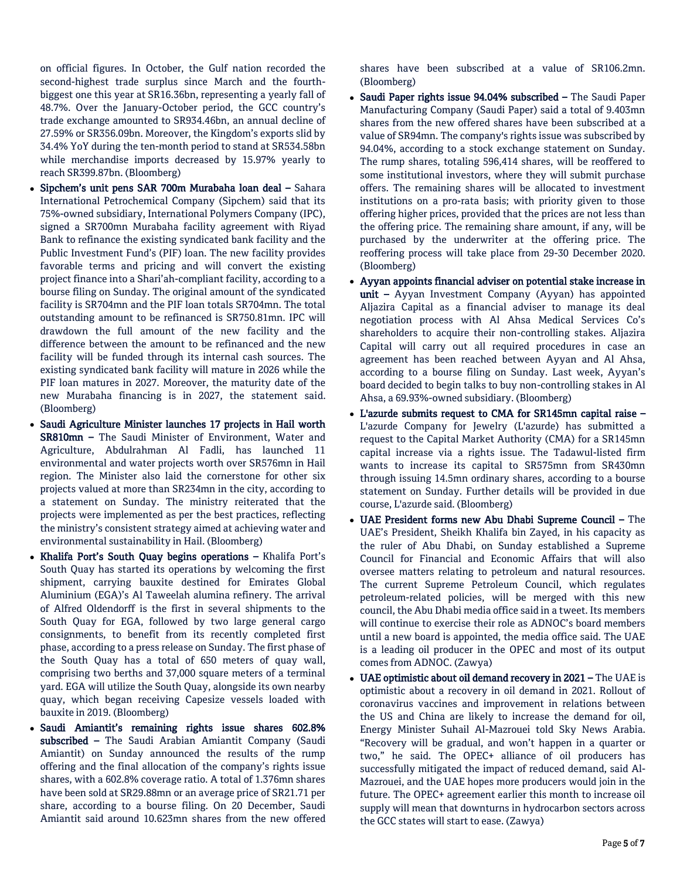on official figures. In October, the Gulf nation recorded the second-highest trade surplus since March and the fourth-biggest one this year at SR16.36bn, representing a yearly fall of 48.7%. Over the January-October period, the GCC country's trade exchange amounted to SR934.46bn, an annual decline of 27.59% or SR356.09bn. Moreover, the Kingdom's exports slid by 34.4% YoY during the ten-month period to stand at SR534.58bn while merchandise imports decreased by 15.97% yearly to reach SR399.87bn. (Bloomberg)

- **Sipchem's unit pens SAR 700m Murabaha loan deal –** Sahara International Petrochemical Company (Sipchem) said that its 75%-owned subsidiary, International Polymers Company (IPC), signed a SR700mn Murabaha facility agreement with Riyad Bank to refinance the existing syndicated bank facility and the Public Investment Fund's (PIF) loan. The new facility provides favorable terms and pricing and will convert the existing project finance into a Shari'ah-compliant facility, according to a bourse filing on Sunday. The original amount of the syndicated facility is SR704mn and the PIF loan totals SR704mn. The total outstanding amount to be refinanced is SR750.81mn. IPC will drawdown the full amount of the new facility and the difference between the amount to be refinanced and the new facility will be funded through its internal cash sources. The existing syndicated bank facility will mature in 2026 while the PIF loan matures in 2027. Moreover, the maturity date of the new Murabaha financing is in 2027, the statement said. (Bloomberg)
- **Saudi Agriculture Minister launches 17 projects in Hail worth SR810mn –** The Saudi Minister of Environment, Water and Agriculture, Abdulrahman Al Fadli, has launched 11 environmental and water projects worth over SR576mn in Hail region. The Minister also laid the cornerstone for other six projects valued at more than SR234mn in the city, according to a statement on Sunday. The ministry reiterated that the projects were implemented as per the best practices, reflecting the ministry's consistent strategy aimed at achieving water and environmental sustainability in Hail. (Bloomberg)
- **Khalifa Port's South Quay begins operations –** Khalifa Port's South Quay has started its operations by welcoming the first shipment, carrying bauxite destined for Emirates Global Aluminium (EGA)'s Al Taweelah alumina refinery. The arrival of Alfred Oldendorff is the first in several shipments to the South Quay for EGA, followed by two large general cargo consignments, to benefit from its recently completed first phase, according to a press release on Sunday. The first phase of the South Quay has a total of 650 meters of quay wall, comprising two berths and 37,000 square meters of a terminal yard. EGA will utilize the South Quay, alongside its own nearby quay, which began receiving Capesize vessels loaded with bauxite in 2019. (Bloomberg)
- **Saudi Amiantit's remaining rights issue shares 602.8% subscribed –** The Saudi Arabian Amiantit Company (Saudi Amiantit) on Sunday announced the results of the rump offering and the final allocation of the company's rights issue shares, with a 602.8% coverage ratio. A total of 1.376mn shares have been sold at SR29.88mn or an average price of SR21.71 per share, according to a bourse filing. On 20 December, Saudi Amiantit said around 10.623mn shares from the new offered shares have been subscribed at a value of SR106.2mn. (Bloomberg)
- **Saudi Paper rights issue 94.04% subscribed –** The Saudi Paper Manufacturing Company (Saudi Paper) said a total of 9.403mn shares from the new offered shares have been subscribed at a value of SR94mn. The company's rights issue was subscribed by 94.04%, according to a stock exchange statement on Sunday. The rump shares, totaling 596,414 shares, will be reoffered to some institutional investors, where they will submit purchase offers. The remaining shares will be allocated to investment institutions on a pro-rata basis; with priority given to those offering higher prices, provided that the prices are not less than the offering price. The remaining share amount, if any, will be purchased by the underwriter at the offering price. The reoffering process will take place from 29-30 December 2020. (Bloomberg)
- **Ayyan appoints financial adviser on potential stake increase in unit –** Ayyan Investment Company (Ayyan) has appointed Aljazira Capital as a financial adviser to manage its deal negotiation process with Al Ahsa Medical Services Co's shareholders to acquire their non-controlling stakes. Aljazira Capital will carry out all required procedures in case an agreement has been reached between Ayyan and Al Ahsa, according to a bourse filing on Sunday. Last week, Ayyan's board decided to begin talks to buy non-controlling stakes in Al Ahsa, a 69.93%-owned subsidiary. (Bloomberg)
- **L'azurde submits request to CMA for SR145mn capital raise –** L'azurde Company for Jewelry (L'azurde) has submitted a request to the Capital Market Authority (CMA) for a SR145mn capital increase via a rights issue. The Tadawul-listed firm wants to increase its capital to SR575mn from SR430mn through issuing 14.5mn ordinary shares, according to a bourse statement on Sunday. Further details will be provided in due course, L'azurde said. (Bloomberg)
- **UAE President forms new Abu Dhabi Supreme Council –** The UAE's President, Sheikh Khalifa bin Zayed, in his capacity as the ruler of Abu Dhabi, on Sunday established a Supreme Council for Financial and Economic Affairs that will also oversee matters relating to petroleum and natural resources. The current Supreme Petroleum Council, which regulates petroleum-related policies, will be merged with this new council, the Abu Dhabi media office said in a tweet. Its members will continue to exercise their role as ADNOC's board members until a new board is appointed, the media office said. The UAE is a leading oil producer in the OPEC and most of its output comes from ADNOC. (Zawya)
- **UAE optimistic about oil demand recovery in 2021 –** The UAE is optimistic about a recovery in oil demand in 2021. Rollout of coronavirus vaccines and improvement in relations between the US and China are likely to increase the demand for oil, Energy Minister Suhail Al-Mazrouei told Sky News Arabia. "Recovery will be gradual, and won't happen in a quarter or two," he said. The OPEC+ alliance of oil producers has successfully mitigated the impact of reduced demand, said Al-Mazrouei, and the UAE hopes more producers would join in the future. The OPEC+ agreement earlier this month to increase oil supply will mean that downturns in hydrocarbon sectors across the GCC states will start to ease. (Zawya)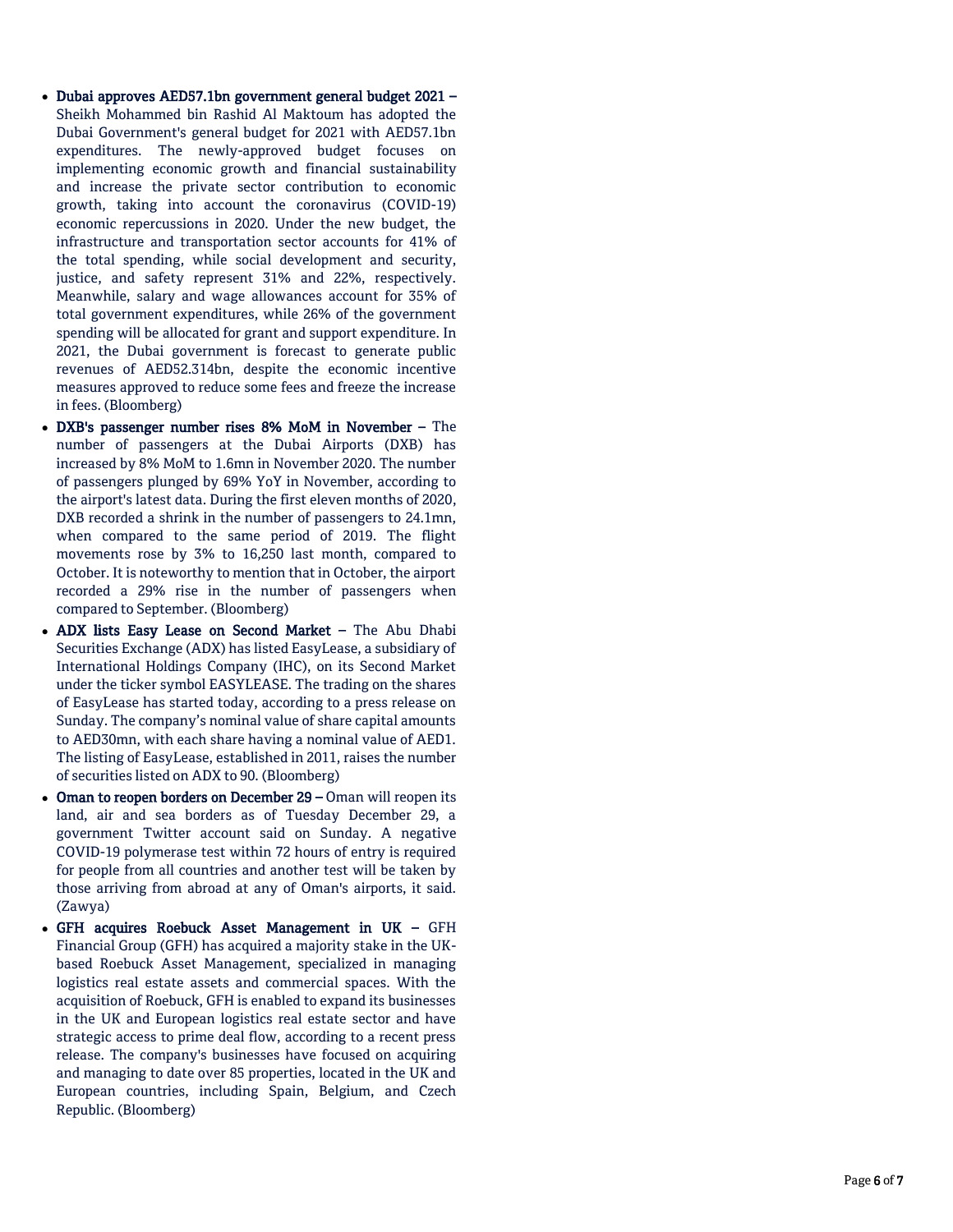- **Dubai approves AED57.1bn government general budget 2021 –** Sheikh Mohammed bin Rashid Al Maktoum has adopted the Dubai Government's general budget for 2021 with AED57.1bn expenditures. The newly-approved budget focuses on implementing economic growth and financial sustainability and increase the private sector contribution to economic growth, taking into account the coronavirus (COVID-19) economic repercussions in 2020. Under the new budget, the infrastructure and transportation sector accounts for 41% of the total spending, while social development and security, justice, and safety represent 31% and 22%, respectively. Meanwhile, salary and wage allowances account for 35% of total government expenditures, while 26% of the government spending will be allocated for grant and support expenditure. In 2021, the Dubai government is forecast to generate public revenues of AED52.314bn, despite the economic incentive measures approved to reduce some fees and freeze the increase in fees. (Bloomberg)
- **DXB's passenger number rises 8% MoM in November –** The number of passengers at the Dubai Airports (DXB) has increased by 8% MoM to 1.6mn in November 2020. The number of passengers plunged by 69% YoY in November, according to the airport's latest data. During the first eleven months of 2020, DXB recorded a shrink in the number of passengers to 24.1mn, when compared to the same period of 2019. The flight movements rose by 3% to 16,250 last month, compared to October. It is noteworthy to mention that in October, the airport recorded a 29% rise in the number of passengers when compared to September. (Bloomberg)
- **ADX lists Easy Lease on Second Market –** The Abu Dhabi Securities Exchange (ADX) has listed EasyLease, a subsidiary of International Holdings Company (IHC), on its Second Market under the ticker symbol EASYLEASE. The trading on the shares of EasyLease has started today, according to a press release on Sunday. The company's nominal value of share capital amounts to AED30mn, with each share having a nominal value of AED1. The listing of EasyLease, established in 2011, raises the number of securities listed on ADX to 90. (Bloomberg)
- **Oman to reopen borders on December 29 –** Oman will reopen its land, air and sea borders as of Tuesday December 29, a government Twitter account said on Sunday. A negative COVID-19 polymerase test within 72 hours of entry is required for people from all countries and another test will be taken by those arriving from abroad at any of Oman's airports, it said. (Zawya)
- **GFH acquires Roebuck Asset Management in UK –** GFH Financial Group (GFH) has acquired a majority stake in the UK-based Roebuck Asset Management, specialized in managing logistics real estate assets and commercial spaces. With the acquisition of Roebuck, GFH is enabled to expand its businesses in the UK and European logistics real estate sector and have strategic access to prime deal flow, according to a recent press release. The company's businesses have focused on acquiring and managing to date over 85 properties, located in the UK and European countries, including Spain, Belgium, and Czech Republic. (Bloomberg)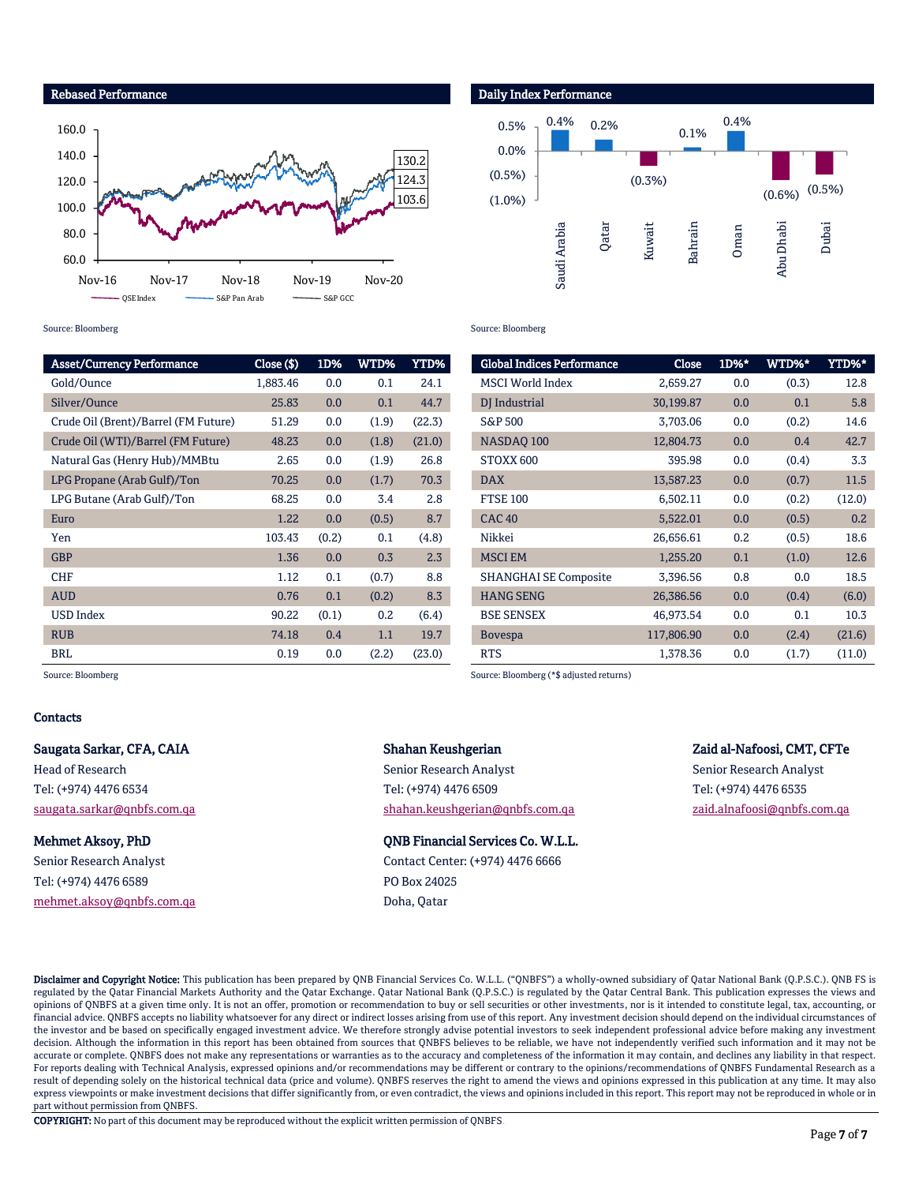## Rebased Performance

160.0
140.0
120.0
100.0
80.0
60.0

Nov-16 Nov-17 Nov-18 Nov-19 Nov-20

130.2
124.3
103.6

QSE Index — S&P Pan Arab — S&P GCC

Source: Bloomberg

## Daily Index Performance

0.5%
0.0%
(0.5%)
(1.0%)

0.4% 0.2% (0.3%) 0.1% 0.4% (0.6%) (0.5%)

Saudi Arabia, Qatar, Kuwait, Bahrain, Oman, Abu Dhabi, Dubai

Source: Bloomberg

| Asset/Currency Performance | Close ($) | 1D% | WTD% | YTD% |
|---|---|---|---|---|
| Gold/Ounce | 1,883.46 | 0.0 | 0.1 | 24.1 |
| Silver/Ounce | 25.83 | 0.0 | 0.1 | 44.7 |
| Crude Oil (Brent)/Barrel (FM Future) | 51.29 | 0.0 | (1.9) | (22.3) |
| Crude Oil (WTI)/Barrel (FM Future) | 48.23 | 0.0 | (1.8) | (21.0) |
| Natural Gas (Henry Hub)/MMBtu | 2.65 | 0.0 | (1.9) | 26.8 |
| LPG Propane (Arab Gulf)/Ton | 70.25 | 0.0 | (1.7) | 70.3 |
| LPG Butane (Arab Gulf)/Ton | 68.25 | 0.0 | 3.4 | 2.8 |
| Euro | 1.22 | 0.0 | (0.5) | 8.7 |
| Yen | 103.43 | (0.2) | 0.1 | (4.8) |
| GBP | 1.36 | 0.0 | 0.3 | 2.3 |
| CHF | 1.12 | 0.1 | (0.7) | 8.8 |
| AUD | 0.76 | 0.1 | (0.2) | 8.3 |
| USD Index | 90.22 | (0.1) | 0.2 | (6.4) |
| RUB | 74.18 | 0.4 | 1.1 | 19.7 |
| BRL | 0.19 | 0.0 | (2.2) | (23.0) |

Source: Bloomberg

| Global Indices Performance | Close | 1D%* | WTD%* | YTD%* |
|---|---|---|---|---|
| MSCI World Index | 2,659.27 | 0.0 | (0.3) | 12.8 |
| DJ Industrial | 30,199.87 | 0.0 | 0.1 | 5.8 |
| S&P 500 | 3,703.06 | 0.0 | (0.2) | 14.6 |
| NASDAQ 100 | 12,804.73 | 0.0 | 0.4 | 42.7 |
| STOXX 600 | 395.98 | 0.0 | (0.4) | 3.3 |
| DAX | 13,587.23 | 0.0 | (0.7) | 11.5 |
| FTSE 100 | 6,502.11 | 0.0 | (0.2) | (12.0) |
| CAC 40 | 5,522.01 | 0.0 | (0.5) | 0.2 |
| Nikkei | 26,656.61 | 0.2 | (0.5) | 18.6 |
| MSCI EM | 1,255.20 | 0.1 | (1.0) | 12.6 |
| SHANGHAI SE Composite | 3,396.56 | 0.8 | 0.0 | 18.5 |
| HANG SENG | 26,386.56 | 0.0 | (0.4) | (6.0) |
| BSE SENSEX | 46,973.54 | 0.0 | 0.1 | 10.3 |
| Bovespa | 117,806.90 | 0.0 | (2.4) | (21.6) |
| RTS | 1,378.36 | 0.0 | (1.7) | (11.0) |

Source: Bloomberg (*$ adjusted returns)

### Contacts

**Saugata Sarkar, CFA, CAIA**
Head of Research
Tel: (+974) 4476 6534
saugata.sarkar@qnbfs.com.qa

**Shahan Keushgerian**
Senior Research Analyst
Tel: (+974) 4476 6509
shahan.keushgerian@qnbfs.com.qa

**Zaid al-Nafoosi, CMT, CFTe**
Senior Research Analyst
Tel: (+974) 4476 6535
zaid.alnafoosi@qnbfs.com.qa

**Mehmet Aksoy, PhD**
Senior Research Analyst
Tel: (+974) 4476 6589
mehmet.aksoy@qnbfs.com.qa

**QNB Financial Services Co. W.L.L.**
Contact Center: (+974) 4476 6666
PO Box 24025
Doha, Qatar

**Disclaimer and Copyright Notice:** This publication has been prepared by QNB Financial Services Co. W.L.L. ("QNBFS") a wholly-owned subsidiary of Qatar National Bank (Q.P.S.C.). QNB FS is regulated by the Qatar Financial Markets Authority and the Qatar Exchange. Qatar National Bank (Q.P.S.C.) is regulated by the Qatar Central Bank. This publication expresses the views and opinions of QNBFS at a given time only. It is not an offer, promotion or recommendation to buy or sell securities or other investments, nor is it intended to constitute legal, tax, accounting, or financial advice. QNBFS accepts no liability whatsoever for any direct or indirect losses arising from use of this report. Any investment decision should depend on the individual circumstances of the investor and be based on specifically engaged investment advice. We therefore strongly advise potential investors to seek independent professional advice before making any investment decision. Although the information in this report has been obtained from sources that QNBFS believes to be reliable, we have not independently verified such information and it may not be accurate or complete. QNBFS does not make any representations or warranties as to the accuracy and completeness of the information it may contain, and declines any liability in that respect. For reports dealing with Technical Analysis, expressed opinions and/or recommendations may be different or contrary to the opinions/recommendations of QNBFS Fundamental Research as a result of depending solely on the historical technical data (price and volume). QNBFS reserves the right to amend the views and opinions expressed in this publication at any time. It may also express viewpoints or make investment decisions that differ significantly from, or even contradict, the views and opinions included in this report. This report may not be reproduced in whole or in part without permission from QNBFS.

**COPYRIGHT:** No part of this document may be reproduced without the explicit written permission of QNBFS